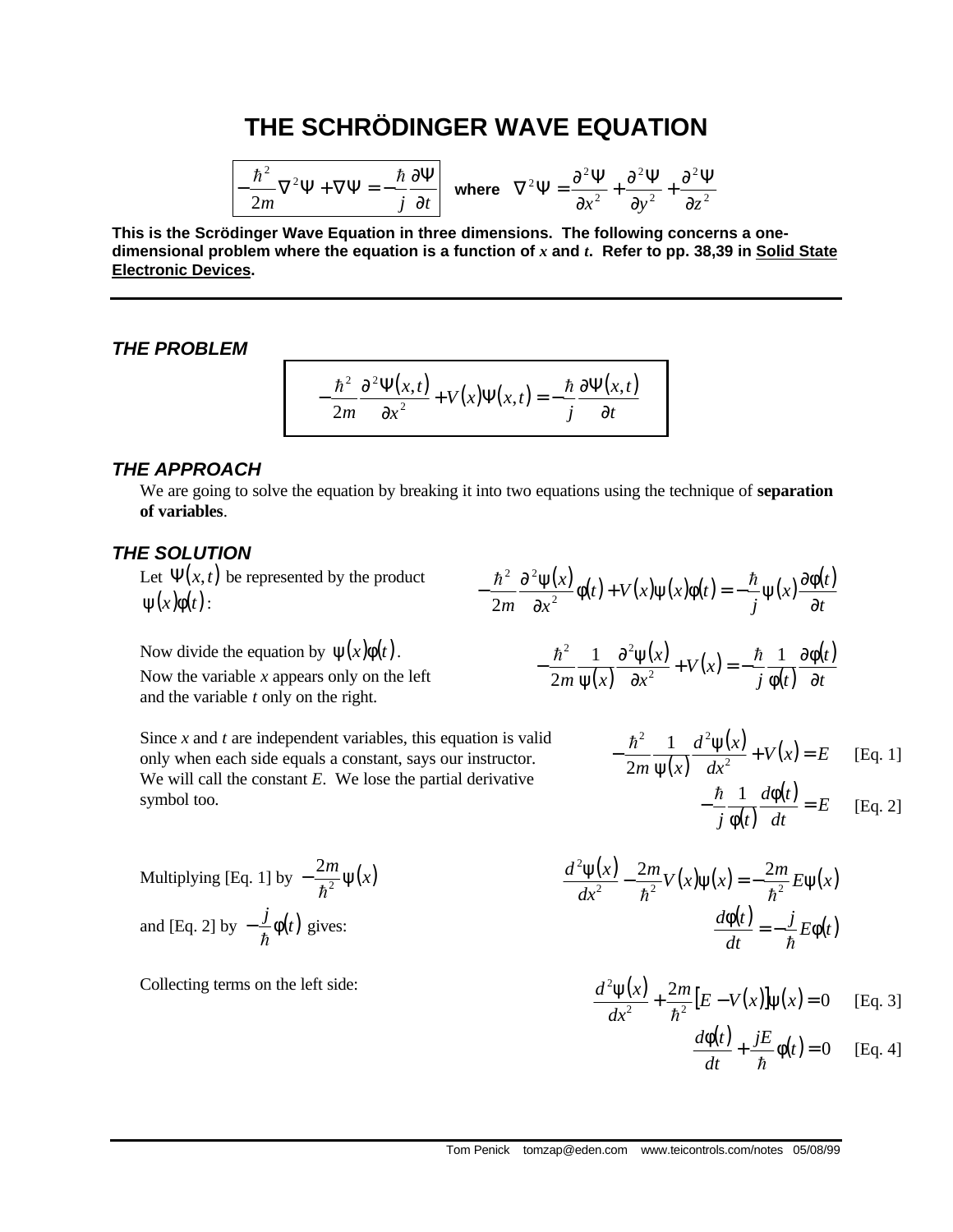# THE SCHRÖDINGER WAVE EQUATION

$$-\frac{\hbar^2}{2m}\nabla^2\Psi + \nabla\Psi = -\frac{\hbar}{j}\frac{\partial\Psi}{\partial t} \quad \text{where} \quad \nabla^2\Psi = \frac{\partial^2\Psi}{\partial x^2} + \frac{\partial^2\Psi}{\partial y^2} + \frac{\partial^2\Psi}{\partial z^2}$$

**This is the Scrödinger Wave Equation in three dimensions. The following concerns a one-dimensional problem where the equation is a function of *x* and *t*. Refer to pp. 38,39 in <u>Solid State Electronic Devices</u>.**

---

### *THE PROBLEM*

$$-\frac{\hbar^2}{2m}\frac{\partial^2\Psi(x,t)}{\partial x^2} + V(x)\Psi(x,t) = -\frac{\hbar}{j}\frac{\partial\Psi(x,t)}{\partial t}$$

### *THE APPROACH*

We are going to solve the equation by breaking it into two equations using the technique of **separation of variables**.

### *THE SOLUTION*

Let $\Psi(x,t)$ be represented by the product $\psi(x)\phi(t)$:

$$-\frac{\hbar^2}{2m}\frac{\partial^2\psi(x)}{\partial x^2}\phi(t) + V(x)\psi(x)\phi(t) = -\frac{\hbar}{j}\psi(x)\frac{\partial\phi(t)}{\partial t}$$

Now divide the equation by $\psi(x)\phi(t)$. Now the variable *x* appears only on the left and the variable *t* only on the right.

$$-\frac{\hbar^2}{2m}\frac{1}{\psi(x)}\frac{\partial^2\psi(x)}{\partial x^2} + V(x) = -\frac{\hbar}{j}\frac{1}{\phi(t)}\frac{\partial\phi(t)}{\partial t}$$

Since *x* and *t* are independent variables, this equation is valid only when each side equals a constant, says our instructor. We will call the constant *E*. We lose the partial derivative symbol too.

$$-\frac{\hbar^2}{2m}\frac{1}{\psi(x)}\frac{d^2\psi(x)}{dx^2} + V(x) = E \qquad \text{[Eq. 1]}$$

$$-\frac{\hbar}{j}\frac{1}{\phi(t)}\frac{d\phi(t)}{dt} = E \qquad \text{[Eq. 2]}$$

Multiplying [Eq. 1] by $-\frac{2m}{\hbar^2}\psi(x)$ and [Eq. 2] by $-\frac{j}{\hbar}\phi(t)$ gives:

$$\frac{d^2\psi(x)}{dx^2} - \frac{2m}{\hbar^2}V(x)\psi(x) = -\frac{2m}{\hbar^2}E\psi(x)$$

$$\frac{d\phi(t)}{dt} = -\frac{j}{\hbar}E\phi(t)$$

Collecting terms on the left side:

$$\frac{d^2\psi(x)}{dx^2} + \frac{2m}{\hbar^2}[E - V(x)]\psi(x) = 0 \qquad \text{[Eq. 3]}$$

$$\frac{d\phi(t)}{dt} + \frac{jE}{\hbar}\phi(t) = 0 \qquad \text{[Eq. 4]}$$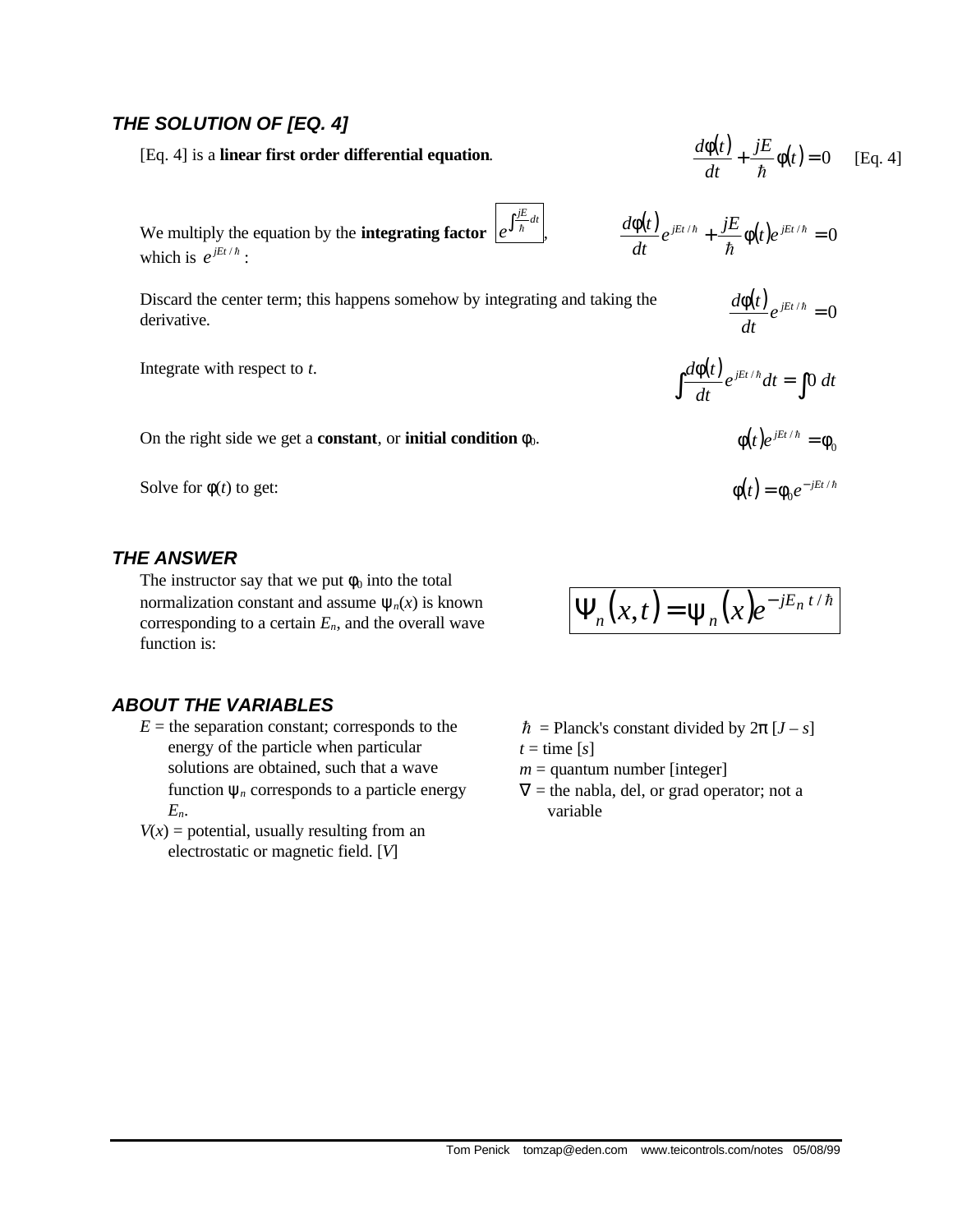### THE SOLUTION OF [EQ. 4]

[Eq. 4] is a **linear first order differential equation**.

$$\frac{d\phi(t)}{dt} + \frac{jE}{\hbar}\phi(t) = 0 \quad \text{[Eq. 4]}$$

We multiply the equation by the **integrating factor** $e^{\int \frac{jE}{\hbar} dt}$, which is $e^{jEt/\hbar}$:

$$\frac{d\phi(t)}{dt} e^{jEt/\hbar} + \frac{jE}{\hbar}\phi(t) e^{jEt/\hbar} = 0$$

Discard the center term; this happens somehow by integrating and taking the derivative.

$$\frac{d\phi(t)}{dt} e^{jEt/\hbar} = 0$$

Integrate with respect to *t*.

$$\int \frac{d\phi(t)}{dt} e^{jEt/\hbar} dt = \int 0 \, dt$$

On the right side we get a **constant**, or **initial condition** $\phi_0$.

$$\phi(t) e^{jEt/\hbar} = \phi_0$$

Solve for $\phi(t)$ to get:

$$\phi(t) = \phi_0 e^{-jEt/\hbar}$$

### THE ANSWER

The instructor say that we put $\phi_0$ into the total normalization constant and assume $\psi_n(x)$ is known corresponding to a certain $E_n$, and the overall wave function is:

$$\Psi_n(x,t) = \psi_n(x) e^{-jE_n t/\hbar}$$

### ABOUT THE VARIABLES

$E$ = the separation constant; corresponds to the energy of the particle when particular solutions are obtained, such that a wave function $\psi_n$ corresponds to a particle energy $E_n$.

$V(x)$ = potential, usually resulting from an electrostatic or magnetic field. [*V*]

$\hbar$ = Planck's constant divided by $2\pi$ [*J – s*]

$t$ = time [*s*]

$m$ = quantum number [integer]

$\nabla$ = the nabla, del, or grad operator; not a variable